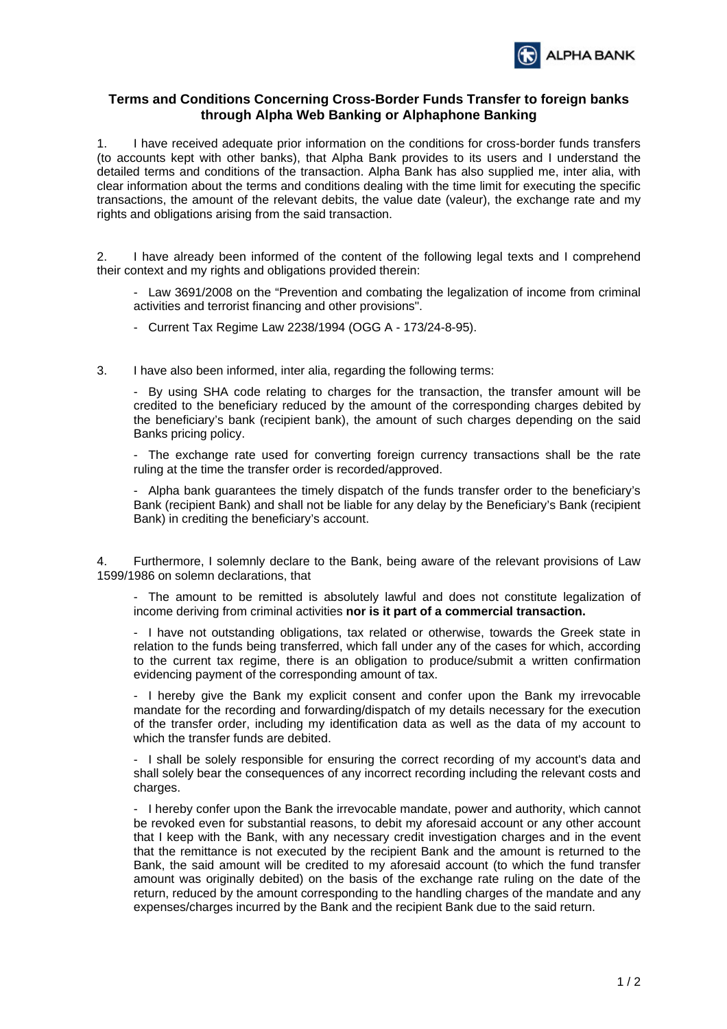## Terms and Conditions Concerning Cross-Border Funds Transfer to foreign banks through Alpha Web Banking or Alphaphone Banking

1. I have received adequate prior information on the conditions for cross-border funds transfers (to accounts kept with other banks), that Alpha Bank provides to its users and I understand the detailed terms and conditions of the transaction. Alpha Bank has also supplied me, inter alia, with clear information about the terms and conditions dealing with the time limit for executing the specific transactions, the amount of the relevant debits, the value date (valeur), the exchange rate and my rights and obligations arising from the said transaction.

2. I have already been informed of the content of the following legal texts and I comprehend their context and my rights and obligations provided therein:

   - Law 3691/2008 on the "Prevention and combating the legalization of income from criminal activities and terrorist financing and other provisions".
   - Current Tax Regime Law 2238/1994 (OGG A - 173/24-8-95).

3. I have also been informed, inter alia, regarding the following terms:

   - By using SHA code relating to charges for the transaction, the transfer amount will be credited to the beneficiary reduced by the amount of the corresponding charges debited by the beneficiary's bank (recipient bank), the amount of such charges depending on the said Banks pricing policy.
   - The exchange rate used for converting foreign currency transactions shall be the rate ruling at the time the transfer order is recorded/approved.
   - Alpha bank guarantees the timely dispatch of the funds transfer order to the beneficiary's Bank (recipient Bank) and shall not be liable for any delay by the Beneficiary's Bank (recipient Bank) in crediting the beneficiary's account.

4. Furthermore, I solemnly declare to the Bank, being aware of the relevant provisions of Law 1599/1986 on solemn declarations, that

   - The amount to be remitted is absolutely lawful and does not constitute legalization of income deriving from criminal activities **nor is it part of a commercial transaction.**
   - I have not outstanding obligations, tax related or otherwise, towards the Greek state in relation to the funds being transferred, which fall under any of the cases for which, according to the current tax regime, there is an obligation to produce/submit a written confirmation evidencing payment of the corresponding amount of tax.
   - I hereby give the Bank my explicit consent and confer upon the Bank my irrevocable mandate for the recording and forwarding/dispatch of my details necessary for the execution of the transfer order, including my identification data as well as the data of my account to which the transfer funds are debited.
   - I shall be solely responsible for ensuring the correct recording of my account's data and shall solely bear the consequences of any incorrect recording including the relevant costs and charges.
   - I hereby confer upon the Bank the irrevocable mandate, power and authority, which cannot be revoked even for substantial reasons, to debit my aforesaid account or any other account that I keep with the Bank, with any necessary credit investigation charges and in the event that the remittance is not executed by the recipient Bank and the amount is returned to the Bank, the said amount will be credited to my aforesaid account (to which the fund transfer amount was originally debited) on the basis of the exchange rate ruling on the date of the return, reduced by the amount corresponding to the handling charges of the mandate and any expenses/charges incurred by the Bank and the recipient Bank due to the said return.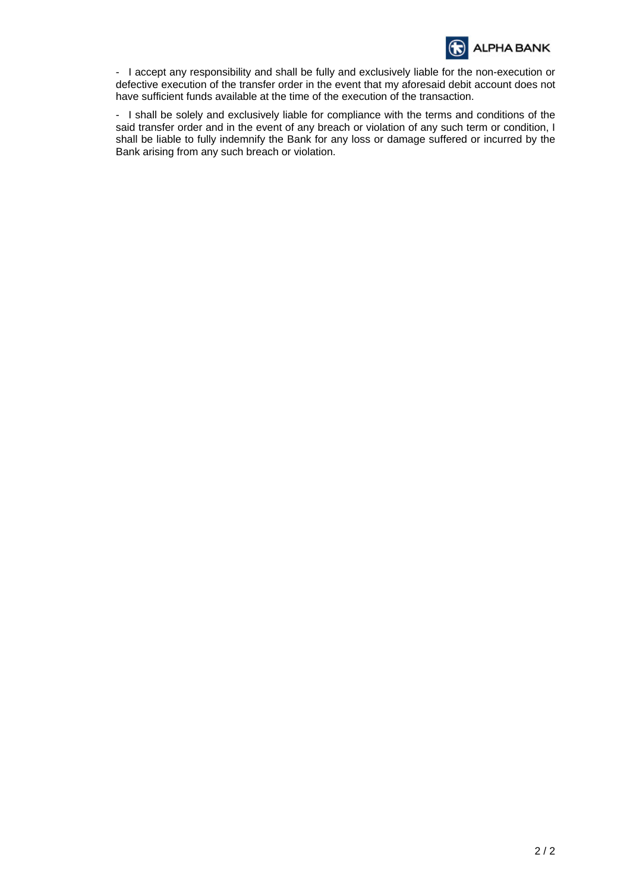- I accept any responsibility and shall be fully and exclusively liable for the non-execution or defective execution of the transfer order in the event that my aforesaid debit account does not have sufficient funds available at the time of the execution of the transaction.

- I shall be solely and exclusively liable for compliance with the terms and conditions of the said transfer order and in the event of any breach or violation of any such term or condition, I shall be liable to fully indemnify the Bank for any loss or damage suffered or incurred by the Bank arising from any such breach or violation.